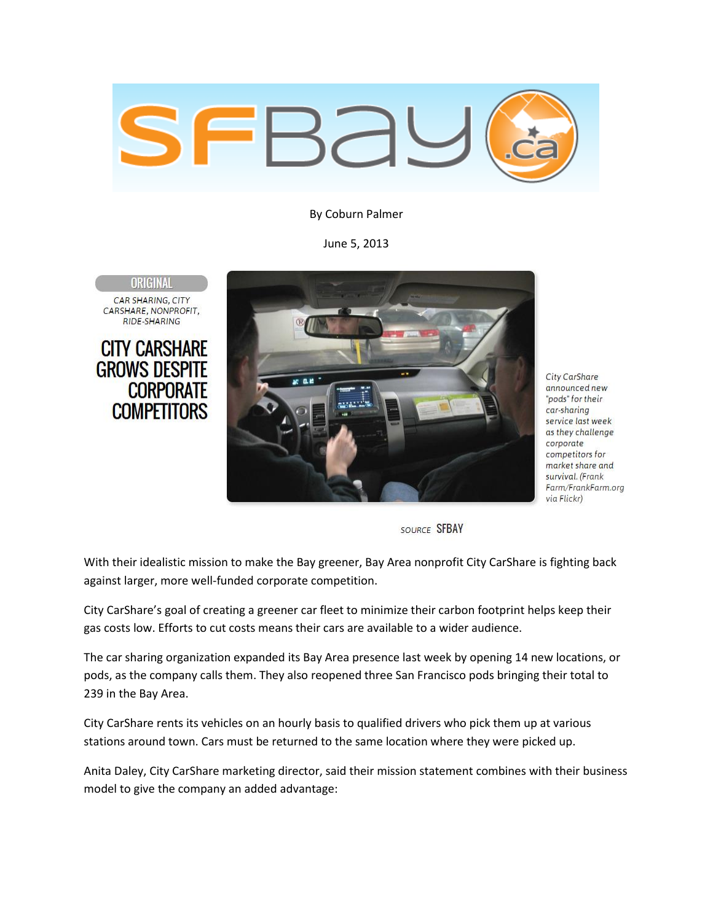By Coburn Palmer

June 5, 2013

ORIGINAL

CAR SHARING, CITY CARSHARE, NONPROFIT, RIDE-SHARING

# CITY CARSHARE GROWS DESPITE CORPORATE COMPETITORS

City CarShare announced new "pods" for their car-sharing service last week as they challenge corporate competitors for market share and survival. (Frank Farm/FrankFarm.org via Flickr)

SOURCE SFBAY

With their idealistic mission to make the Bay greener, Bay Area nonprofit City CarShare is fighting back against larger, more well-funded corporate competition.

City CarShare's goal of creating a greener car fleet to minimize their carbon footprint helps keep their gas costs low. Efforts to cut costs means their cars are available to a wider audience.

The car sharing organization expanded its Bay Area presence last week by opening 14 new locations, or pods, as the company calls them. They also reopened three San Francisco pods bringing their total to 239 in the Bay Area.

City CarShare rents its vehicles on an hourly basis to qualified drivers who pick them up at various stations around town. Cars must be returned to the same location where they were picked up.

Anita Daley, City CarShare marketing director, said their mission statement combines with their business model to give the company an added advantage: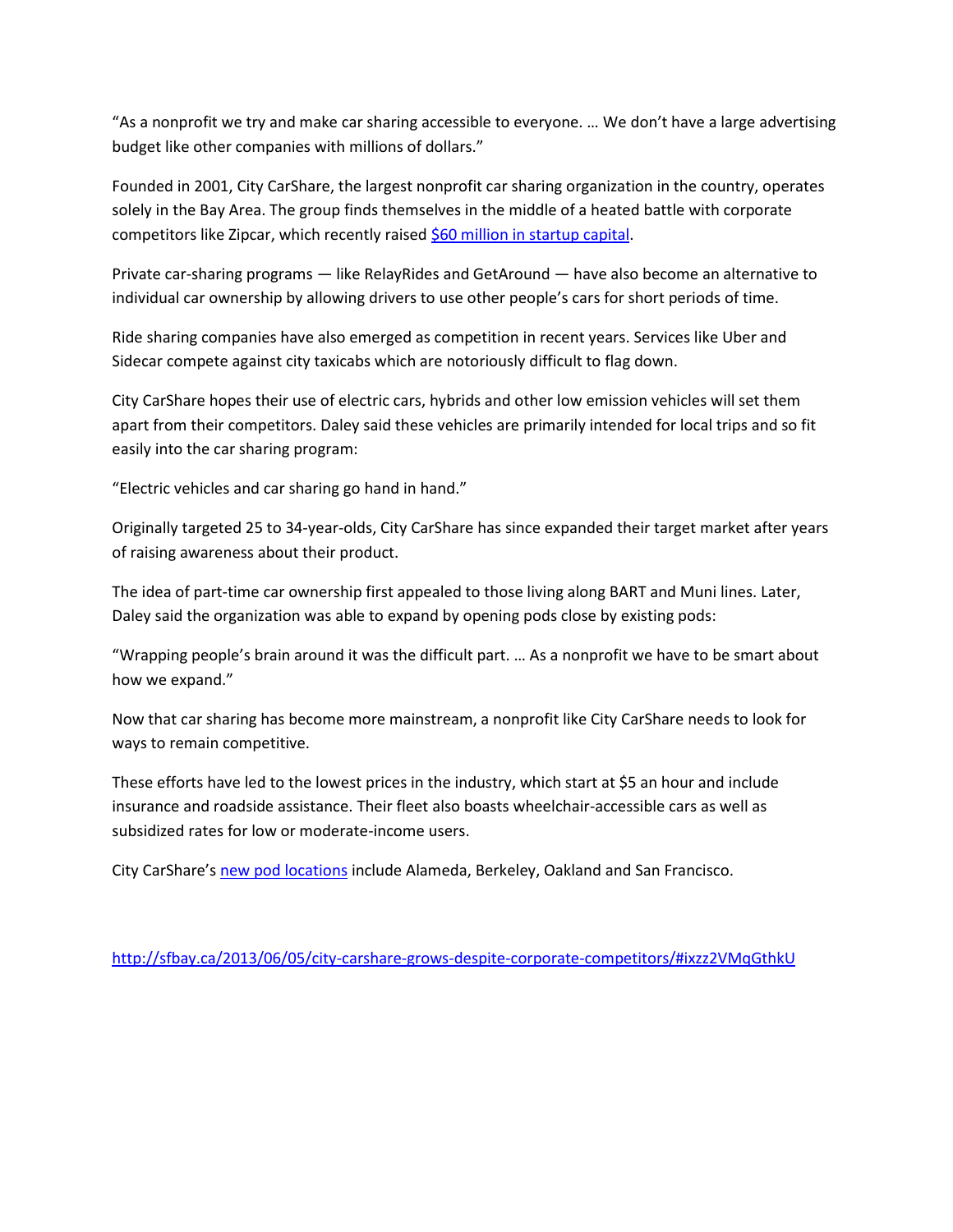“As a nonprofit we try and make car sharing accessible to everyone. … We don’t have a large advertising budget like other companies with millions of dollars.”

Founded in 2001, City CarShare, the largest nonprofit car sharing organization in the country, operates solely in the Bay Area. The group finds themselves in the middle of a heated battle with corporate competitors like Zipcar, which recently raised [$60 million in startup capital](#).

Private car-sharing programs — like RelayRides and GetAround — have also become an alternative to individual car ownership by allowing drivers to use other people’s cars for short periods of time.

Ride sharing companies have also emerged as competition in recent years. Services like Uber and Sidecar compete against city taxicabs which are notoriously difficult to flag down.

City CarShare hopes their use of electric cars, hybrids and other low emission vehicles will set them apart from their competitors. Daley said these vehicles are primarily intended for local trips and so fit easily into the car sharing program:

“Electric vehicles and car sharing go hand in hand.”

Originally targeted 25 to 34-year-olds, City CarShare has since expanded their target market after years of raising awareness about their product.

The idea of part-time car ownership first appealed to those living along BART and Muni lines. Later, Daley said the organization was able to expand by opening pods close by existing pods:

“Wrapping people’s brain around it was the difficult part. … As a nonprofit we have to be smart about how we expand.”

Now that car sharing has become more mainstream, a nonprofit like City CarShare needs to look for ways to remain competitive.

These efforts have led to the lowest prices in the industry, which start at $5 an hour and include insurance and roadside assistance. Their fleet also boasts wheelchair-accessible cars as well as subsidized rates for low or moderate-income users.

City CarShare’s [new pod locations](#) include Alameda, Berkeley, Oakland and San Francisco.

http://sfbay.ca/2013/06/05/city-carshare-grows-despite-corporate-competitors/#ixzz2VMqGthkU